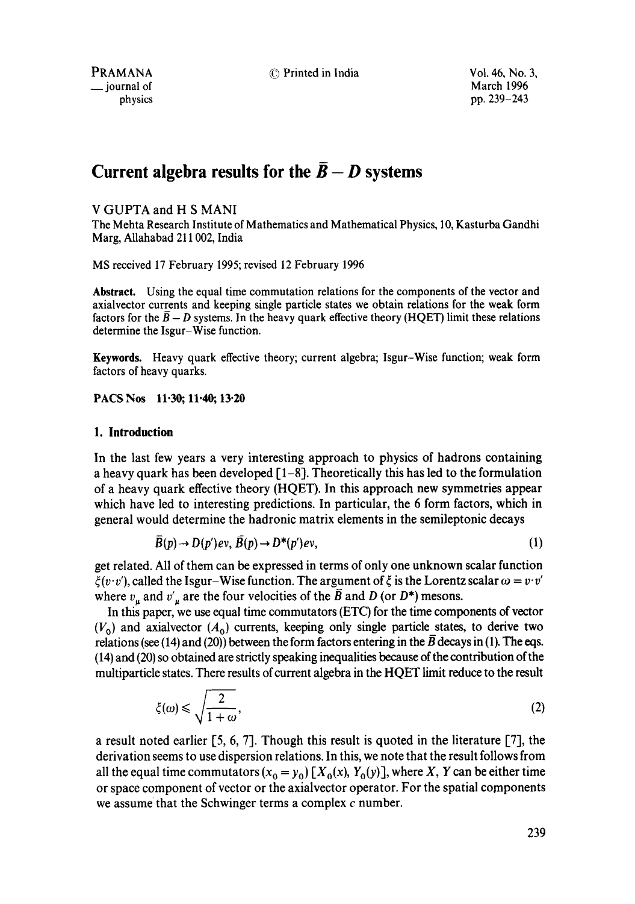# Current algebra results for the $\bar{B} - D$ systems

V GUPTA and H S MANI

The Mehta Research Institute of Mathematics and Mathematical Physics, 10, Kasturba Gandhi Marg, Allahabad 211 002, India

MS received 17 February 1995; revised 12 February 1996

**Abstract.** Using the equal time commutation relations for the components of the vector and axialvector currents and keeping single particle states we obtain relations for the weak form factors for the $\bar{B} - D$ systems. In the heavy quark effective theory (HQET) limit these relations determine the Isgur–Wise function.

**Keywords.** Heavy quark effective theory; current algebra; Isgur–Wise function; weak form factors of heavy quarks.

**PACS Nos 11·30; 11·40; 13·20**

## 1. Introduction

In the last few years a very interesting approach to physics of hadrons containing a heavy quark has been developed [1–8]. Theoretically this has led to the formulation of a heavy quark effective theory (HQET). In this approach new symmetries appear which have led to interesting predictions. In particular, the 6 form factors, which in general would determine the hadronic matrix elements in the semileptonic decays

$$\bar{B}(p) \to D(p')e\nu, \bar{B}(p) \to D^*(p')e\nu, \tag{1}$$

get related. All of them can be expressed in terms of only one unknown scalar function $\xi(v \cdot v')$, called the Isgur–Wise function. The argument of $\xi$ is the Lorentz scalar $\omega = v \cdot v'$ where $v_\mu$ and $v'_\mu$ are the four velocities of the $\bar{B}$ and $D$ (or $D^*$) mesons.

In this paper, we use equal time commutators (ETC) for the time components of vector ($V_0$) and axialvector ($A_0$) currents, keeping only single particle states, to derive two relations (see (14) and (20)) between the form factors entering in the $\bar{B}$ decays in (1). The eqs. (14) and (20) so obtained are strictly speaking inequalities because of the contribution of the multiparticle states. There results of current algebra in the HQET limit reduce to the result

$$\xi(\omega) \leqslant \sqrt{\frac{2}{1+\omega}}, \tag{2}$$

a result noted earlier [5, 6, 7]. Though this result is quoted in the literature [7], the derivation seems to use dispersion relations. In this, we note that the result follows from all the equal time commutators ($x_0 = y_0$) $[X_0(x), Y_0(y)]$, where $X$, $Y$ can be either time or space component of vector or the axialvector operator. For the spatial components we assume that the Schwinger terms a complex $c$ number.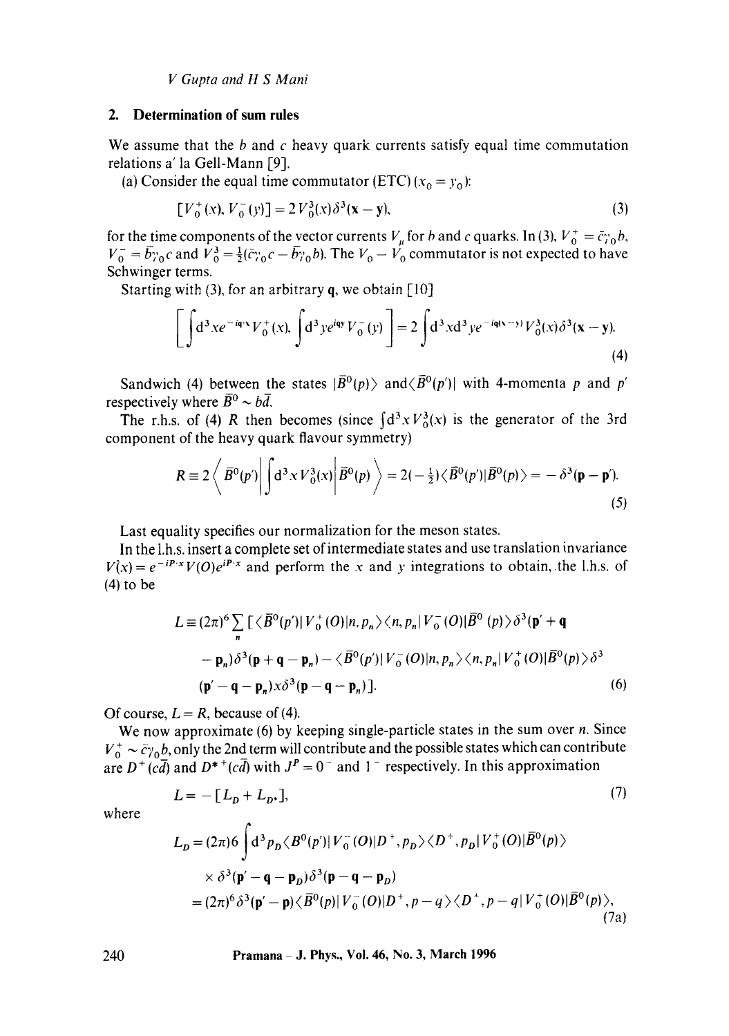## 2. Determination of sum rules

We assume that the $b$ and $c$ heavy quark currents satisfy equal time commutation relations a' la Gell-Mann [9].

(a) Consider the equal time commutator (ETC) ($x_0 = y_0$):

$$[V_0^+(x), V_0^-(y)] = 2V_0^3(x)\delta^3(\mathbf{x}-\mathbf{y}), \tag{3}$$

for the time components of the vector currents $V_\mu$ for $b$ and $c$ quarks. In (3), $V_0^+ = \bar{c}\gamma_0 b$, $V_0^- = \bar{b}\gamma_0 c$ and $V_0^3 = \frac{1}{2}(\bar{c}\gamma_0 c - \bar{b}\gamma_0 b)$. The $V_0 - V_0$ commutator is not expected to have Schwinger terms.

Starting with (3), for an arbitrary $\mathbf{q}$, we obtain [10]

$$\left[\int d^3x e^{-i\mathbf{q}\cdot\mathbf{x}} V_0^+(x), \int d^3y e^{i\mathbf{q}\mathbf{y}} V_0^-(y)\right] = 2\int d^3x d^3y e^{-i\mathbf{q}(\mathbf{x}-\mathbf{y})} V_0^3(x)\delta^3(\mathbf{x}-\mathbf{y}). \tag{4}$$

Sandwich (4) between the states $|\bar{B}^0(p)\rangle$ and $\langle\bar{B}^0(p')|$ with 4-momenta $p$ and $p'$ respectively where $\bar{B}^0 \sim b\bar{d}$.

The r.h.s. of (4) $R$ then becomes (since $\int d^3x V_0^3(x)$ is the generator of the 3rd component of the heavy quark flavour symmetry)

$$R \equiv 2\left\langle \bar{B}^0(p')\left|\int d^3x V_0^3(x)\right|\bar{B}^0(p)\right\rangle = 2(-\tfrac{1}{2})\langle\bar{B}^0(p')|\bar{B}^0(p)\rangle = -\delta^3(\mathbf{p}-\mathbf{p}'). \tag{5}$$

Last equality specifies our normalization for the meson states.

In the l.h.s. insert a complete set of intermediate states and use translation invariance $V(x) = e^{-iP\cdot x}V(O)e^{iP\cdot x}$ and perform the $x$ and $y$ integrations to obtain, the l.h.s. of (4) to be

$$\begin{aligned} L \equiv (2\pi)^6 \sum_n [&\langle\bar{B}^0(p')|V_0^+(O)|n, p_n\rangle\langle n, p_n|V_0^-(O)|\bar{B}^0(p)\rangle\delta^3(\mathbf{p}'+\mathbf{q} \\ &- \mathbf{p}_n)\delta^3(\mathbf{p}+\mathbf{q}-\mathbf{p}_n) - \langle\bar{B}^0(p')|V_0^-(O)|n, p_n\rangle\langle n, p_n|V_0^+(O)|\bar{B}^0(p)\rangle\delta^3 \\ &(\mathbf{p}'-\mathbf{q}-\mathbf{p}_n)x\delta^3(\mathbf{p}-\mathbf{q}-\mathbf{p}_n)]. \end{aligned} \tag{6}$$

Of course, $L = R$, because of (4).

We now approximate (6) by keeping single-particle states in the sum over $n$. Since $V_0^+ \sim \bar{c}\gamma_0 b$, only the 2nd term will contribute and the possible states which can contribute are $D^+(c\bar{d})$ and $D^{*+}(c\bar{d})$ with $J^P = 0^-$ and $1^-$ respectively. In this approximation

$$L = -[L_D + L_{D^*}], \tag{7}$$

where

$$\begin{aligned} L_D &= (2\pi)6\int d^3p_D\langle B^0(p')|V_0^-(O)|D^+, p_D\rangle\langle D^+, p_D|V_0^+(O)|\bar{B}^0(p)\rangle \\ &\quad\times\delta^3(\mathbf{p}'-\mathbf{q}-\mathbf{p}_D)\delta^3(\mathbf{p}-\mathbf{q}-\mathbf{p}_D) \\ &= (2\pi)^6\delta^3(\mathbf{p}'-\mathbf{p})\langle\bar{B}^0(p)|V_0^-(O)|D^+, p-q\rangle\langle D^+, p-q|V_0^+(O)|\bar{B}^0(p)\rangle, \end{aligned} \tag{7a}$$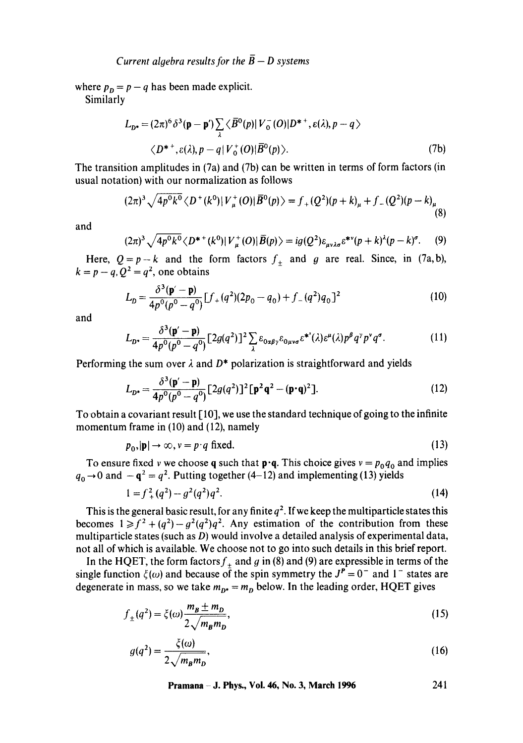where $p_D = p - q$ has been made explicit.

Similarly

$$L_{D^*} = (2\pi)^6 \delta^3(\mathbf{p} - \mathbf{p}') \sum_{\lambda} \langle \bar{B}^0(p) | V_0^-(O) | D^{*+}, \varepsilon(\lambda), p - q \rangle$$
$$\langle D^{*+}, \varepsilon(\lambda), p - q | V_0^+(O) | \bar{B}^0(p) \rangle. \tag{7b}$$

The transition amplitudes in (7a) and (7b) can be written in terms of form factors (in usual notation) with our normalization as follows

$$(2\pi)^3 \sqrt{4p^0 k^0} \langle D^+(k^0) | V_\mu^+(O) | \bar{B}^0(p) \rangle = f_+(Q^2)(p+k)_\mu + f_-(Q^2)(p-k)_\mu \tag{8}$$

and

$$(2\pi)^3 \sqrt{4p^0 k^0} \langle D^{*+}(k^0) | V_\mu^+(O) | \bar{B}(p) \rangle = ig(Q^2) \varepsilon_{\mu\nu\lambda\sigma} \varepsilon^{*\nu}(p+k)^\lambda (p-k)^\sigma. \tag{9}$$

Here, $Q = p - k$ and the form factors $f_\pm$ and $g$ are real. Since, in (7a, b), $k = p - q, Q^2 = q^2$, one obtains

$$L_D = \frac{\delta^3(\mathbf{p}' - \mathbf{p})}{4p^0(p^0 - q^0)} [f_+(q^2)(2p_0 - q_0) + f_-(q^2) q_0]^2 \tag{10}$$

and

$$L_{D^*} = \frac{\delta^3(\mathbf{p}' - \mathbf{p})}{4p^0(p^0 - q^0)} [2g(q^2)]^2 \sum_\lambda \varepsilon_{0\alpha\beta\gamma} \varepsilon_{0\mu\nu\sigma} \varepsilon^{*'}(\lambda) \varepsilon^\mu(\lambda) p^\beta q^\gamma p^\nu q^\sigma. \tag{11}$$

Performing the sum over $\lambda$ and $D^*$ polarization is straightforward and yields

$$L_{D^*} = \frac{\delta^3(\mathbf{p}' - \mathbf{p})}{4p^0(p^0 - q^0)} [2g(q^2)]^2 [\mathbf{p}^2 \mathbf{q}^2 - (\mathbf{p} \cdot \mathbf{q})^2]. \tag{12}$$

To obtain a covariant result [10], we use the standard technique of going to the infinite momentum frame in (10) and (12), namely

$$p_0, |\mathbf{p}| \to \infty, \nu = p \cdot q \text{ fixed.} \tag{13}$$

To ensure fixed $\nu$ we choose $\mathbf{q}$ such that $\mathbf{p} \cdot \mathbf{q}$. This choice gives $\nu = p_0 q_0$ and implies $q_0 \to 0$ and $-\mathbf{q}^2 = q^2$. Putting together (4–12) and implementing (13) yields

$$1 = f_+^2(q^2) - g^2(q^2) q^2. \tag{14}$$

This is the general basic result, for any finite $q^2$. If we keep the multiparticle states this becomes $1 \geq f^2 + (q^2) - g^2(q^2) q^2$. Any estimation of the contribution from these multiparticle states (such as $D$) would involve a detailed analysis of experimental data, not all of which is available. We choose not to go into such details in this brief report.

In the HQET, the form factors $f_\pm$ and $g$ in (8) and (9) are expressible in terms of the single function $\xi(\omega)$ and because of the spin symmetry the $J^P = 0^-$ and $1^-$ states are degenerate in mass, so we take $m_{D^*} = m_D$ below. In the leading order, HQET gives

$$f_\pm(q^2) = \xi(\omega) \frac{m_B \pm m_D}{2\sqrt{m_B m_D}}, \tag{15}$$

$$g(q^2) = \frac{\xi(\omega)}{2\sqrt{m_B m_D}}, \tag{16}$$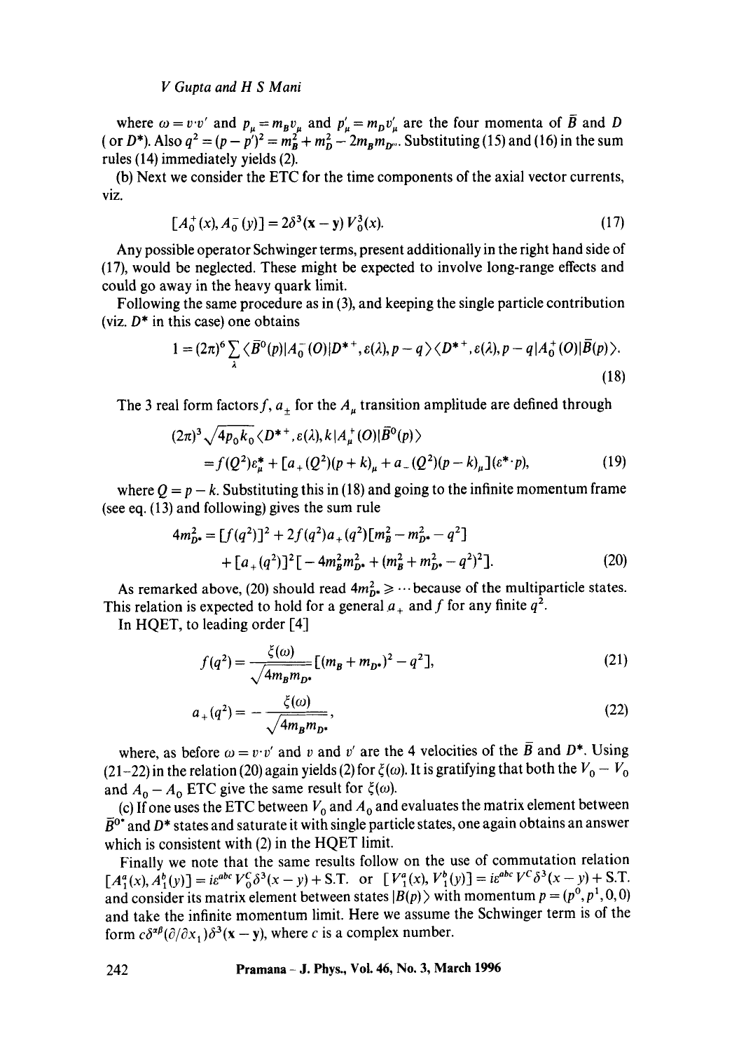where $\omega = v \cdot v'$ and $p_\mu = m_B v_\mu$ and $p'_\mu = m_D v'_\mu$ are the four momenta of $\bar{B}$ and $D$ (or $D^*$). Also $q^2 = (p - p')^2 = m_B^2 + m_D^2 - 2m_B m_{D^{(*)}}$. Substituting (15) and (16) in the sum rules (14) immediately yields (2).

(b) Next we consider the ETC for the time components of the axial vector currents, viz.

$$[A_0^+(x), A_0^-(y)] = 2\delta^3(\mathbf{x} - \mathbf{y}) V_0^3(x). \tag{17}$$

Any possible operator Schwinger terms, present additionally in the right hand side of (17), would be neglected. These might be expected to involve long-range effects and could go away in the heavy quark limit.

Following the same procedure as in (3), and keeping the single particle contribution (viz. $D^*$ in this case) one obtains

$$1 = (2\pi)^6 \sum_\lambda \langle \bar{B}^0(p) | A_0^-(0) | D^{*+}, \varepsilon(\lambda), p - q \rangle \langle D^{*+}, \varepsilon(\lambda), p - q | A_0^+(0) | \bar{B}(p) \rangle. \tag{18}$$

The 3 real form factors $f$, $a_\pm$ for the $A_\mu$ transition amplitude are defined through

$$\begin{aligned}(2\pi)^3 \sqrt{4p_0 k_0} &\langle D^{*+}, \varepsilon(\lambda), k | A_\mu^+(0) | \bar{B}^0(p) \rangle \\ &= f(Q^2)\varepsilon_\mu^* + [a_+(Q^2)(p+k)_\mu + a_-(Q^2)(p-k)_\mu](\varepsilon^* \cdot p),\end{aligned} \tag{19}$$

where $Q = p - k$. Substituting this in (18) and going to the infinite momentum frame (see eq. (13) and following) gives the sum rule

$$\begin{aligned}4m_{D^*}^2 = [f(q^2)]^2 &+ 2f(q^2)a_+(q^2)[m_B^2 - m_{D^*}^2 - q^2] \\ &+ [a_+(q^2)]^2[-4m_B^2 m_{D^*}^2 + (m_B^2 + m_{D^*}^2 - q^2)^2].\end{aligned} \tag{20}$$

As remarked above, (20) should read $4m_{D^*}^2 \geqslant \cdots$ because of the multiparticle states. This relation is expected to hold for a general $a_+$ and $f$ for any finite $q^2$.

In HQET, to leading order [4]

$$f(q^2) = \frac{\xi(\omega)}{\sqrt{4m_B m_{D^*}}}[(m_B + m_{D^*})^2 - q^2], \tag{21}$$

$$a_+(q^2) = -\frac{\xi(\omega)}{\sqrt{4m_B m_{D^*}}}, \tag{22}$$

where, as before $\omega = v \cdot v'$ and $v$ and $v'$ are the 4 velocities of the $\bar{B}$ and $D^*$. Using (21–22) in the relation (20) again yields (2) for $\xi(\omega)$. It is gratifying that both the $V_0 - V_0$ and $A_0 - A_0$ ETC give the same result for $\xi(\omega)$.

(c) If one uses the ETC between $V_0$ and $A_0$ and evaluates the matrix element between $\bar{B}^{0*}$ and $D^*$ states and saturate it with single particle states, one again obtains an answer which is consistent with (2) in the HQET limit.

Finally we note that the same results follow on the use of commutation relation $[A_1^a(x), A_1^b(y)] = i\varepsilon^{abc} V_0^C \delta^3(x - y) + \text{S.T.}$ or $[V_1^a(x), V_1^b(y)] = i\varepsilon^{abc} V^C \delta^3(x - y) + \text{S.T.}$ and consider its matrix element between states $|B(p)\rangle$ with momentum $p = (p^0, p^1, 0, 0)$ and take the infinite momentum limit. Here we assume the Schwinger term is of the form $c\delta^{\alpha\beta}(\partial/\partial x_1)\delta^3(\mathbf{x} - \mathbf{y})$, where $c$ is a complex number.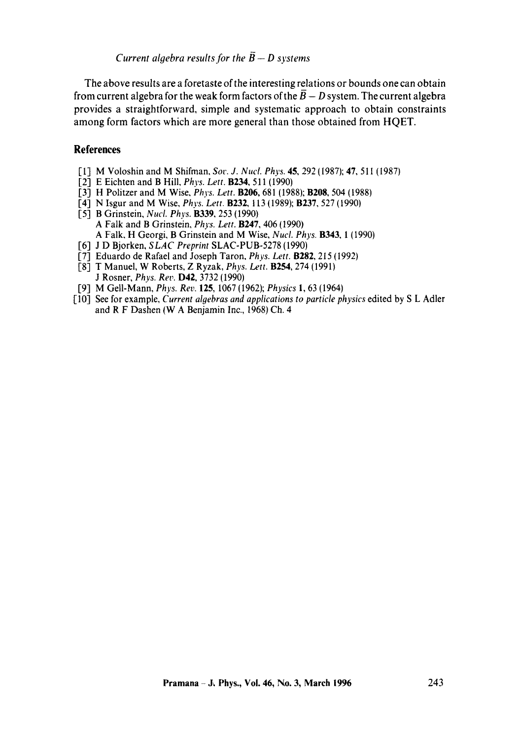The above results are a foretaste of the interesting relations or bounds one can obtain from current algebra for the weak form factors of the $\bar{B} - D$ system. The current algebra provides a straightforward, simple and systematic approach to obtain constraints among form factors which are more general than those obtained from HQET.

## References

[1] M Voloshin and M Shifman, *Sov. J. Nucl. Phys.* **45**, 292 (1987); **47**, 511 (1987)

[2] E Eichten and B Hill, *Phys. Lett.* **B234**, 511 (1990)

[3] H Politzer and M Wise, *Phys. Lett.* **B206**, 681 (1988); **B208**, 504 (1988)

[4] N Isgur and M Wise, *Phys. Lett.* **B232**, 113 (1989); **B237**, 527 (1990)

[5] B Grinstein, *Nucl. Phys.* **B339**, 253 (1990)
A Falk and B Grinstein, *Phys. Lett.* **B247**, 406 (1990)
A Falk, H Georgi, B Grinstein and M Wise, *Nucl. Phys.* **B343**, 1 (1990)

[6] J D Bjorken, *SLAC Preprint* SLAC-PUB-5278 (1990)

[7] Eduardo de Rafael and Joseph Taron, *Phys. Lett.* **B282**, 215 (1992)

[8] T Manuel, W Roberts, Z Ryzak, *Phys. Lett.* **B254**, 274 (1991)
J Rosner, *Phys. Rev.* **D42**, 3732 (1990)

[9] M Gell-Mann, *Phys. Rev.* **125**, 1067 (1962); *Physics* **1**, 63 (1964)

[10] See for example, *Current algebras and applications to particle physics* edited by S L Adler and R F Dashen (W A Benjamin Inc., 1968) Ch. 4